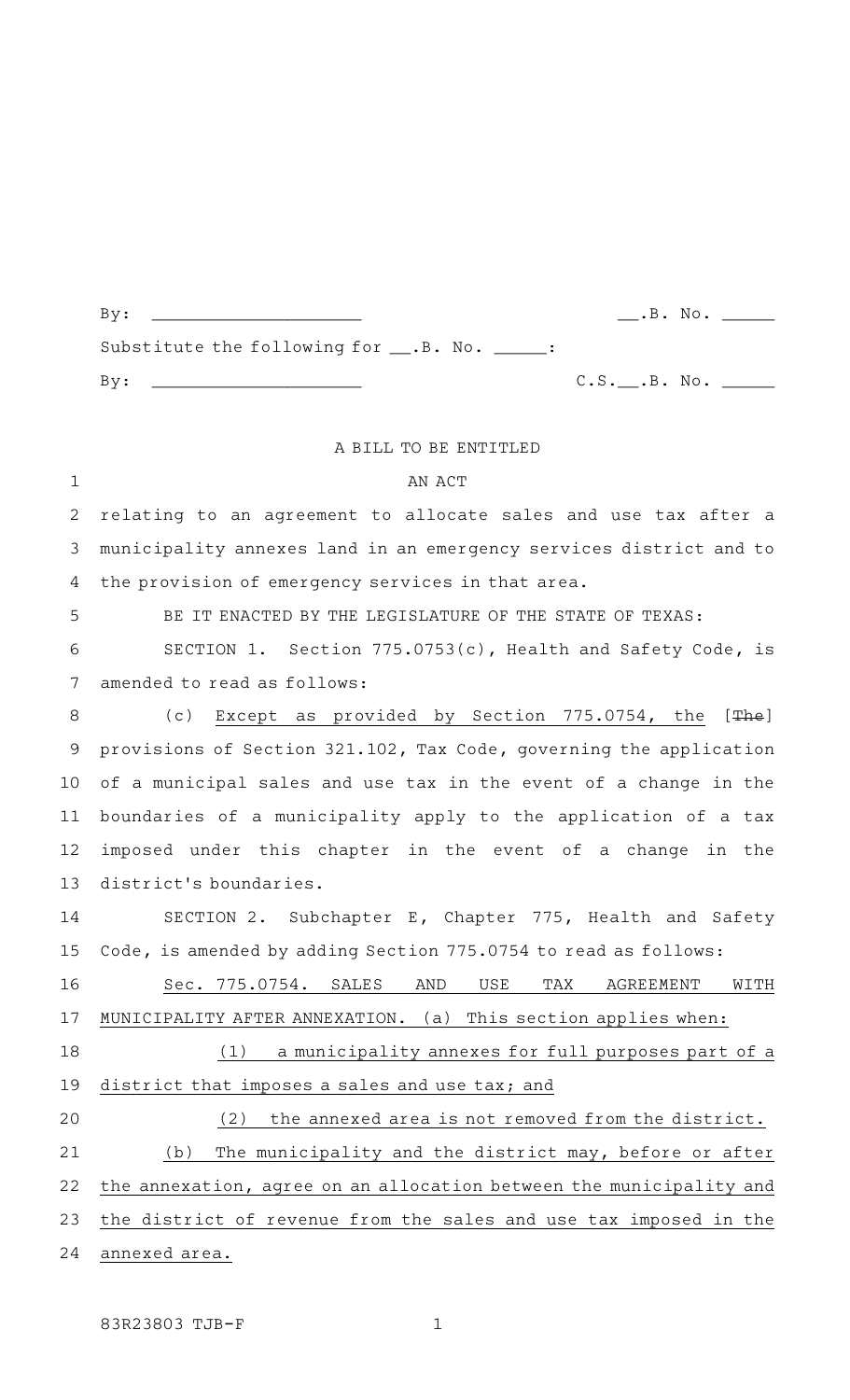By: ____________________ __.B. No. _____

Substitute the following for __.B. No. _____:

By: ____________________ C.S.__.B. No. _____

A BILL TO BE ENTITLED

AN ACT

relating to an agreement to allocate sales and use tax after a municipality annexes land in an emergency services district and to the provision of emergency services in that area.

BE IT ENACTED BY THE LEGISLATURE OF THE STATE OF TEXAS:

SECTION 1. Section 775.0753(c), Health and Safety Code, is amended to read as follows:

(c) Except as provided by Section 775.0754, the [~~The~~] provisions of Section 321.102, Tax Code, governing the application of a municipal sales and use tax in the event of a change in the boundaries of a municipality apply to the application of a tax imposed under this chapter in the event of a change in the district's boundaries.

SECTION 2. Subchapter E, Chapter 775, Health and Safety Code, is amended by adding Section 775.0754 to read as follows:

Sec. 775.0754. SALES AND USE TAX AGREEMENT WITH MUNICIPALITY AFTER ANNEXATION. (a) This section applies when:

(1) a municipality annexes for full purposes part of a district that imposes a sales and use tax; and

(2) the annexed area is not removed from the district.

(b) The municipality and the district may, before or after the annexation, agree on an allocation between the municipality and the district of revenue from the sales and use tax imposed in the annexed area.

83R23803 TJB-F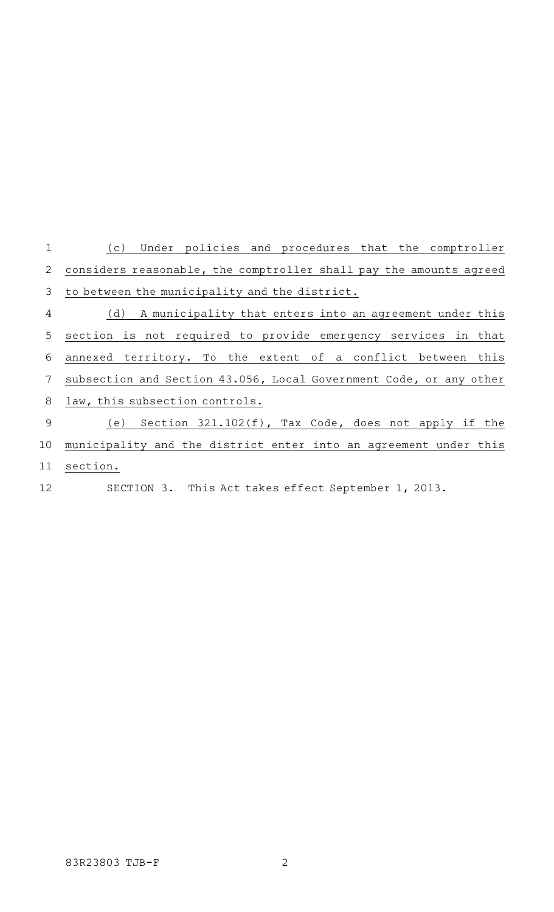(c) Under policies and procedures that the comptroller considers reasonable, the comptroller shall pay the amounts agreed to between the municipality and the district.

(d) A municipality that enters into an agreement under this section is not required to provide emergency services in that annexed territory. To the extent of a conflict between this subsection and Section 43.056, Local Government Code, or any other law, this subsection controls.

(e) Section 321.102(f), Tax Code, does not apply if the municipality and the district enter into an agreement under this section.

SECTION 3. This Act takes effect September 1, 2013.